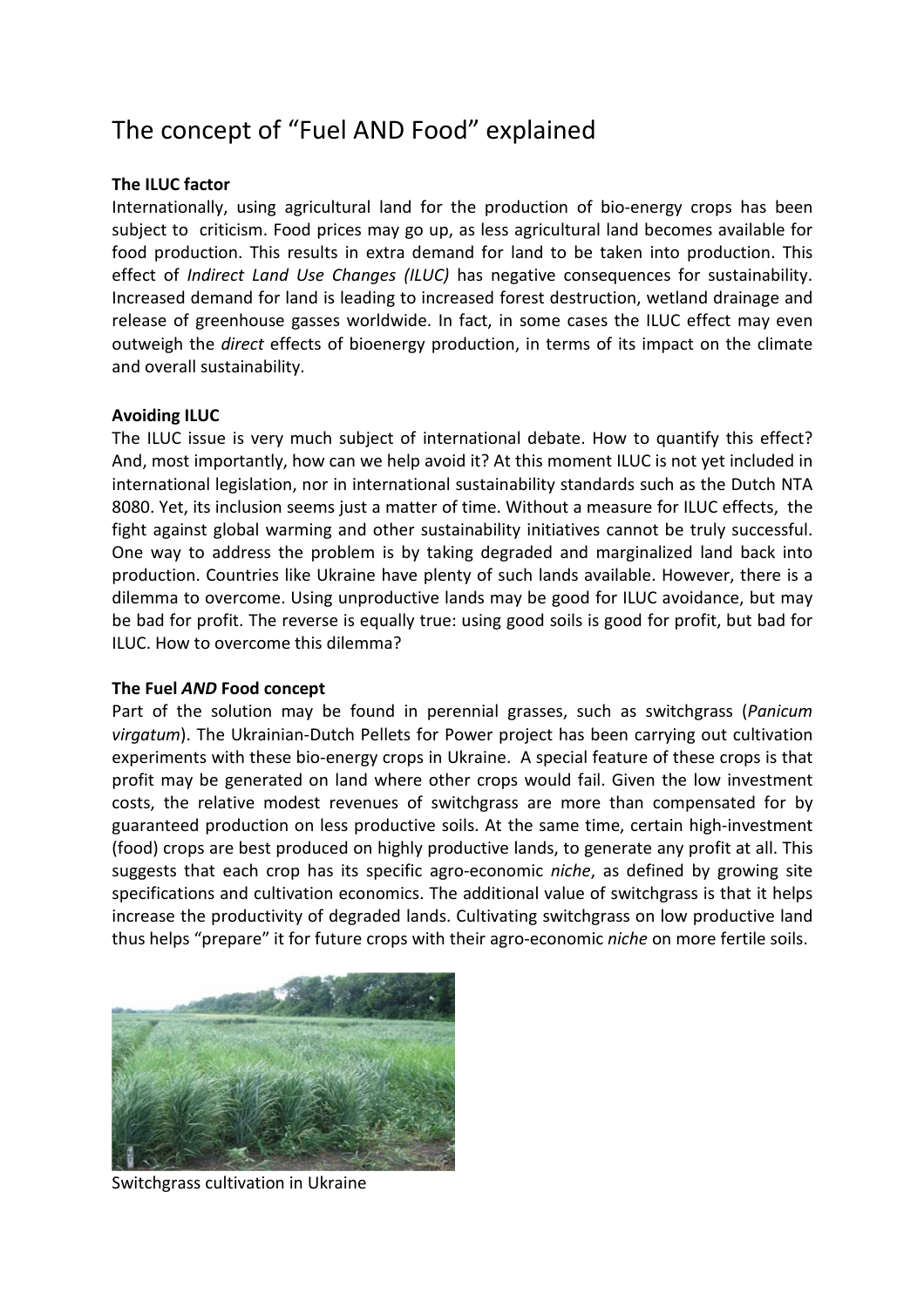# The concept of "Fuel AND Food" explained

**The ILUC factor**

Internationally, using agricultural land for the production of bio-energy crops has been subject to criticism. Food prices may go up, as less agricultural land becomes available for food production. This results in extra demand for land to be taken into production. This effect of *Indirect Land Use Changes (ILUC)* has negative consequences for sustainability. Increased demand for land is leading to increased forest destruction, wetland drainage and release of greenhouse gasses worldwide. In fact, in some cases the ILUC effect may even outweigh the *direct* effects of bioenergy production, in terms of its impact on the climate and overall sustainability.

**Avoiding ILUC**

The ILUC issue is very much subject of international debate. How to quantify this effect? And, most importantly, how can we help avoid it? At this moment ILUC is not yet included in international legislation, nor in international sustainability standards such as the Dutch NTA 8080. Yet, its inclusion seems just a matter of time. Without a measure for ILUC effects, the fight against global warming and other sustainability initiatives cannot be truly successful. One way to address the problem is by taking degraded and marginalized land back into production. Countries like Ukraine have plenty of such lands available. However, there is a dilemma to overcome. Using unproductive lands may be good for ILUC avoidance, but may be bad for profit. The reverse is equally true: using good soils is good for profit, but bad for ILUC. How to overcome this dilemma?

**The Fuel *AND* Food concept**

Part of the solution may be found in perennial grasses, such as switchgrass (*Panicum virgatum*). The Ukrainian-Dutch Pellets for Power project has been carrying out cultivation experiments with these bio-energy crops in Ukraine. A special feature of these crops is that profit may be generated on land where other crops would fail. Given the low investment costs, the relative modest revenues of switchgrass are more than compensated for by guaranteed production on less productive soils. At the same time, certain high-investment (food) crops are best produced on highly productive lands, to generate any profit at all. This suggests that each crop has its specific agro-economic *niche*, as defined by growing site specifications and cultivation economics. The additional value of switchgrass is that it helps increase the productivity of degraded lands. Cultivating switchgrass on low productive land thus helps "prepare" it for future crops with their agro-economic *niche* on more fertile soils.

Switchgrass cultivation in Ukraine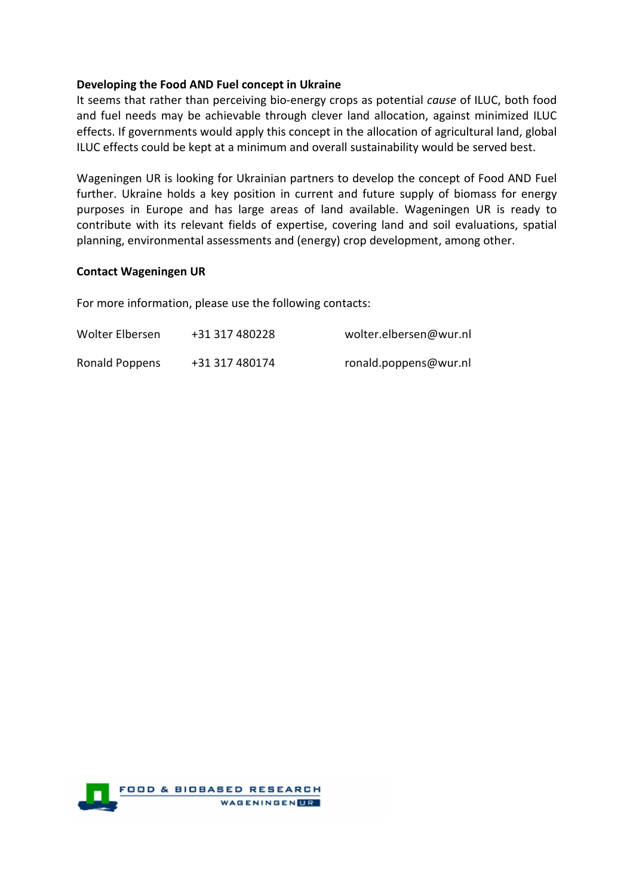**Developing the Food AND Fuel concept in Ukraine**

It seems that rather than perceiving bio-energy crops as potential *cause* of ILUC, both food and fuel needs may be achievable through clever land allocation, against minimized ILUC effects. If governments would apply this concept in the allocation of agricultural land, global ILUC effects could be kept at a minimum and overall sustainability would be served best.

Wageningen UR is looking for Ukrainian partners to develop the concept of Food AND Fuel further. Ukraine holds a key position in current and future supply of biomass for energy purposes in Europe and has large areas of land available. Wageningen UR is ready to contribute with its relevant fields of expertise, covering land and soil evaluations, spatial planning, environmental assessments and (energy) crop development, among other.

**Contact Wageningen UR**

For more information, please use the following contacts:

| | | |
|---|---|---|
| Wolter Elbersen | +31 317 480228 | wolter.elbersen@wur.nl |
| Ronald Poppens | +31 317 480174 | ronald.poppens@wur.nl |

FOOD & BIOBASED RESEARCH
WAGENINGEN UR